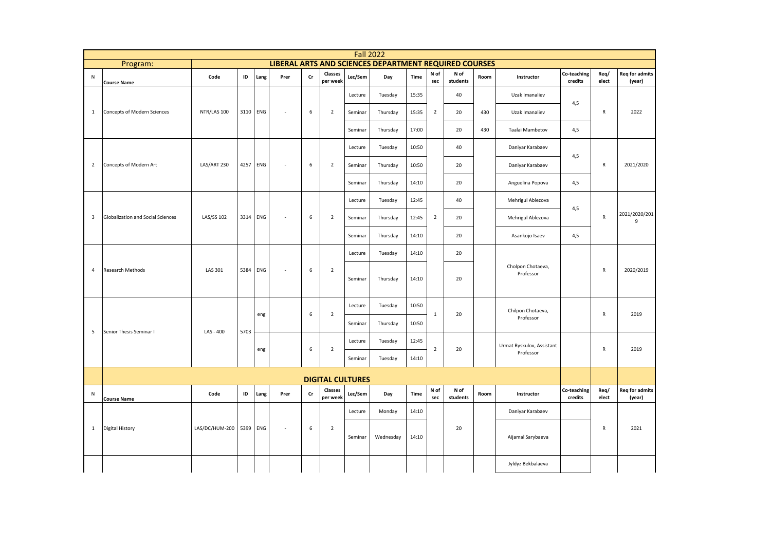# Fall 2022

## Program: LIBERAL ARTS AND SCIENCES DEPARTMENT REQUIRED COURSES

| N | Course Name | Code | ID | Lang | Prer | Cr | Classes per week | Lec/Sem | Day | Time | N of sec | N of students | Room | Instructor | Co-teaching credits | Req/elect | Req for admits (year) |
|---|---|---|---|---|---|---|---|---|---|---|---|---|---|---|---|---|---|
| 1 | Concepts of Modern Sciences | NTR/LAS 100 | 3110 | ENG | - | 6 | 2 | Lecture | Tuesday | 15:35 | 2 | 40 | | Uzak Imanaliev | 4,5 | R | 2022 |
| | | | | | | | | Seminar | Thursday | 15:35 | | 20 | 430 | Uzak Imanaliev | | | |
| | | | | | | | | Seminar | Thursday | 17:00 | | 20 | 430 | Taalai Mambetov | 4,5 | | |
| 2 | Concepts of Modern Art | LAS/ART 230 | 4257 | ENG | - | 6 | 2 | Lecture | Tuesday | 10:50 | | 40 | | Daniyar Karabaev | 4,5 | R | 2021/2020 |
| | | | | | | | | Seminar | Thursday | 10:50 | | 20 | | Daniyar Karabaev | | | |
| | | | | | | | | Seminar | Thursday | 14:10 | | 20 | | Anguelina Popova | 4,5 | | |
| 3 | Globalization and Social Sciences | LAS/SS 102 | 3314 | ENG | - | 6 | 2 | Lecture | Tuesday | 12:45 | 2 | 40 | | Mehrigul Ablezova | 4,5 | R | 2021/2020/2019 |
| | | | | | | | | Seminar | Thursday | 12:45 | | 20 | | Mehrigul Ablezova | | | |
| | | | | | | | | Seminar | Thursday | 14:10 | | 20 | | Asankojo Isaev | 4,5 | | |
| 4 | Research Methods | LAS 301 | 5384 | ENG | - | 6 | 2 | Lecture | Tuesday | 14:10 | | 20 | | Cholpon Chotaeva, Professor | | R | 2020/2019 |
| | | | | | | | | Seminar | Thursday | 14:10 | | 20 | | | | | |
| 5 | Senior Thesis Seminar I | LAS - 400 | 5703 | eng | | 6 | 2 | Lecture | Tuesday | 10:50 | 1 | 20 | | Chilpon Chotaeva, Professor | | R | 2019 |
| | | | | | | | | Seminar | Thursday | 10:50 | | | | | | | |
| | | | | eng | | 6 | 2 | Lecture | Tuesday | 12:45 | 2 | 20 | | Urmat Ryskulov, Assistant Professor | | R | 2019 |
| | | | | | | | | Seminar | Tuesday | 14:10 | | | | | | | |

## DIGITAL CULTURES

| N | Course Name | Code | ID | Lang | Prer | Cr | Classes per week | Lec/Sem | Day | Time | N of sec | N of students | Room | Instructor | Co-teaching credits | Req/elect | Req for admits (year) |
|---|---|---|---|---|---|---|---|---|---|---|---|---|---|---|---|---|---|
| 1 | Digital History | LAS/DC/HUM-200 | 5399 | ENG | - | 6 | 2 | Lecture | Monday | 14:10 | | 20 | | Daniyar Karabaev | | R | 2021 |
| | | | | | | | | Seminar | Wednesday | 14:10 | | | | Aijamal Sarybaeva | | | |
| | | | | | | | | | | | | | | Jyldyz Bekbalaeva | | | |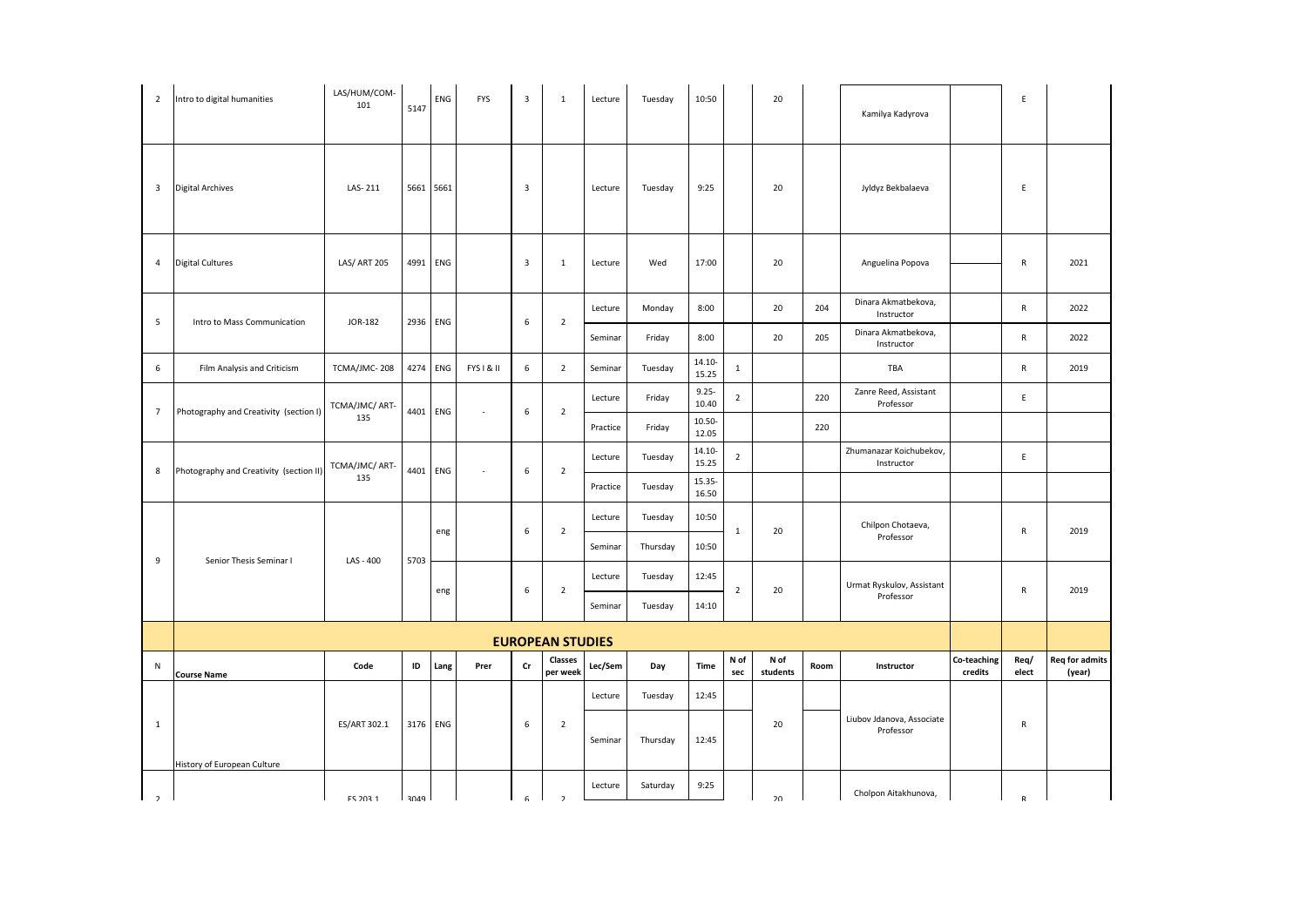| 2 | Intro to digital humanities | LAS/HUM/COM-101 | 5147 | ENG | FYS | 3 | 1 | Lecture | Tuesday | 10:50 | | 20 | | Kamilya Kadyrova | | E | |
|---|---|---|---|---|---|---|---|---|---|---|---|---|---|---|---|---|---|
| 3 | Digital Archives | LAS- 211 | 5661 | 5661 | | 3 | | Lecture | Tuesday | 9:25 | | 20 | | Jyldyz Bekbalaeva | | E | |
| 4 | Digital Cultures | LAS/ ART 205 | 4991 | ENG | | 3 | 1 | Lecture | Wed | 17:00 | | 20 | | Anguelina Popova | | R | 2021 |
| 5 | Intro to Mass Communication | JOR-182 | 2936 | ENG | | 6 | 2 | Lecture | Monday | 8:00 | | 20 | 204 | Dinara Akmatbekova, Instructor | | R | 2022 |
| | | | | | | | | Seminar | Friday | 8:00 | | 20 | 205 | Dinara Akmatbekova, Instructor | | R | 2022 |
| 6 | Film Analysis and Criticism | TCMA/JMC- 208 | 4274 | ENG | FYS I & II | 6 | 2 | Seminar | Tuesday | 14.10-15.25 | 1 | | | TBA | | R | 2019 |
| 7 | Photography and Creativity (section I) | TCMA/JMC/ ART-135 | 4401 | ENG | - | 6 | 2 | Lecture | Friday | 9.25-10.40 | 2 | | 220 | Zanre Reed, Assistant Professor | | E | |
| | | | | | | | | Practice | Friday | 10.50-12.05 | | | 220 | | | | |
| 8 | Photography and Creativity (section II) | TCMA/JMC/ ART-135 | 4401 | ENG | - | 6 | 2 | Lecture | Tuesday | 14.10-15.25 | 2 | | | Zhumanazar Koichubekov, Instructor | | E | |
| | | | | | | | | Practice | Tuesday | 15.35-16.50 | | | | | | | |
| 9 | Senior Thesis Seminar I | LAS - 400 | 5703 | eng | | 6 | 2 | Lecture | Tuesday | 10:50 | 1 | 20 | | Chilpon Chotaeva, Professor | | R | 2019 |
| | | | | | | | | Seminar | Thursday | 10:50 | | | | | | | |
| | | | | eng | | 6 | 2 | Lecture | Tuesday | 12:45 | 2 | 20 | | Urmat Ryskulov, Assistant Professor | | R | 2019 |
| | | | | | | | | Seminar | Tuesday | 14:10 | | | | | | | |
| | **EUROPEAN STUDIES** | | | | | | | | | | | | | | | | |
| **N** | **Course Name** | **Code** | **ID** | **Lang** | **Prer** | **Cr** | **Classes per week** | **Lec/Sem** | **Day** | **Time** | **N of sec** | **N of students** | **Room** | **Instructor** | **Co-teaching credits** | **Req/ elect** | **Req for admits (year)** |
| 1 | History of European Culture | ES/ART 302.1 | 3176 | ENG | | 6 | 2 | Lecture | Tuesday | 12:45 | | 20 | | Liubov Jdanova, Associate Professor | | R | |
| | | | | | | | | Seminar | Thursday | 12:45 | | | | | | | |
| 2 | | ES 203.1 | 3049 | | | 6 | 2 | Lecture | Saturday | 9:25 | | 20 | | Cholpon Aitakhunova, | | R | |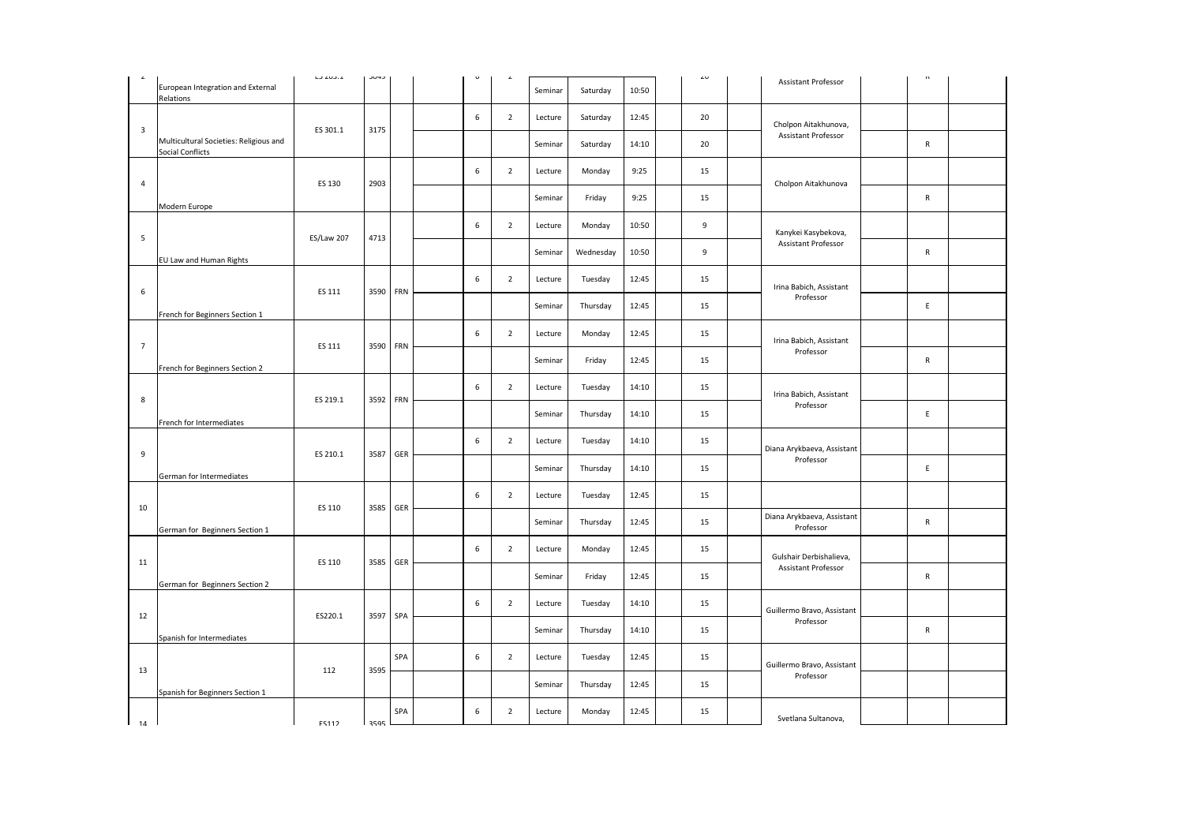| 2 | European Integration and External Relations | ES 203.1 | 3043 | | | 6 | 2 | | | | | 20 | | Assistant Professor | | R | |
|---|---|---|---|---|---|---|---|---|---|---|---|---|---|---|---|---|---|
| | | | | | | | | Seminar | Saturday | 10:50 | | | | | | | |
| 3 | Multicultural Societies: Religious and Social Conflicts | ES 301.1 | 3175 | | | 6 | 2 | Lecture | Saturday | 12:45 | | 20 | | Cholpon Aitakhunova, Assistant Professor | | | |
| | | | | | | | | Seminar | Saturday | 14:10 | | 20 | | | | R | |
| 4 | Modern Europe | ES 130 | 2903 | | | 6 | 2 | Lecture | Monday | 9:25 | | 15 | | Cholpon Aitakhunova | | | |
| | | | | | | | | Seminar | Friday | 9:25 | | 15 | | | | R | |
| 5 | EU Law and Human Rights | ES/Law 207 | 4713 | | | 6 | 2 | Lecture | Monday | 10:50 | | 9 | | Kanykei Kasybekova, Assistant Professor | | | |
| | | | | | | | | Seminar | Wednesday | 10:50 | | 9 | | | | R | |
| 6 | French for Beginners Section 1 | ES 111 | 3590 | FRN | | 6 | 2 | Lecture | Tuesday | 12:45 | | 15 | | Irina Babich, Assistant Professor | | | |
| | | | | | | | | Seminar | Thursday | 12:45 | | 15 | | | | E | |
| 7 | French for Beginners Section 2 | ES 111 | 3590 | FRN | | 6 | 2 | Lecture | Monday | 12:45 | | 15 | | Irina Babich, Assistant Professor | | | |
| | | | | | | | | Seminar | Friday | 12:45 | | 15 | | | | R | |
| 8 | French for Intermediates | ES 219.1 | 3592 | FRN | | 6 | 2 | Lecture | Tuesday | 14:10 | | 15 | | Irina Babich, Assistant Professor | | | |
| | | | | | | | | Seminar | Thursday | 14:10 | | 15 | | | | E | |
| 9 | German for Intermediates | ES 210.1 | 3587 | GER | | 6 | 2 | Lecture | Tuesday | 14:10 | | 15 | | Diana Arykbaeva, Assistant Professor | | | |
| | | | | | | | | Seminar | Thursday | 14:10 | | 15 | | | | E | |
| 10 | German for Beginners Section 1 | ES 110 | 3585 | GER | | 6 | 2 | Lecture | Tuesday | 12:45 | | 15 | | | | | |
| | | | | | | | | Seminar | Thursday | 12:45 | | 15 | | Diana Arykbaeva, Assistant Professor | | R | |
| 11 | German for Beginners Section 2 | ES 110 | 3585 | GER | | 6 | 2 | Lecture | Monday | 12:45 | | 15 | | Gulshair Derbishalieva, Assistant Professor | | | |
| | | | | | | | | Seminar | Friday | 12:45 | | 15 | | | | R | |
| 12 | Spanish for Intermediates | ES220.1 | 3597 | SPA | | 6 | 2 | Lecture | Tuesday | 14:10 | | 15 | | Guillermo Bravo, Assistant Professor | | | |
| | | | | | | | | Seminar | Thursday | 14:10 | | 15 | | | | R | |
| 13 | Spanish for Beginners Section 1 | 112 | 3595 | SPA | | 6 | 2 | Lecture | Tuesday | 12:45 | | 15 | | Guillermo Bravo, Assistant Professor | | | |
| | | | | | | | | Seminar | Thursday | 12:45 | | 15 | | | | | |
| 14 | | ES112 | 3595 | SPA | | 6 | 2 | Lecture | Monday | 12:45 | | 15 | | Svetlana Sultanova, | | | |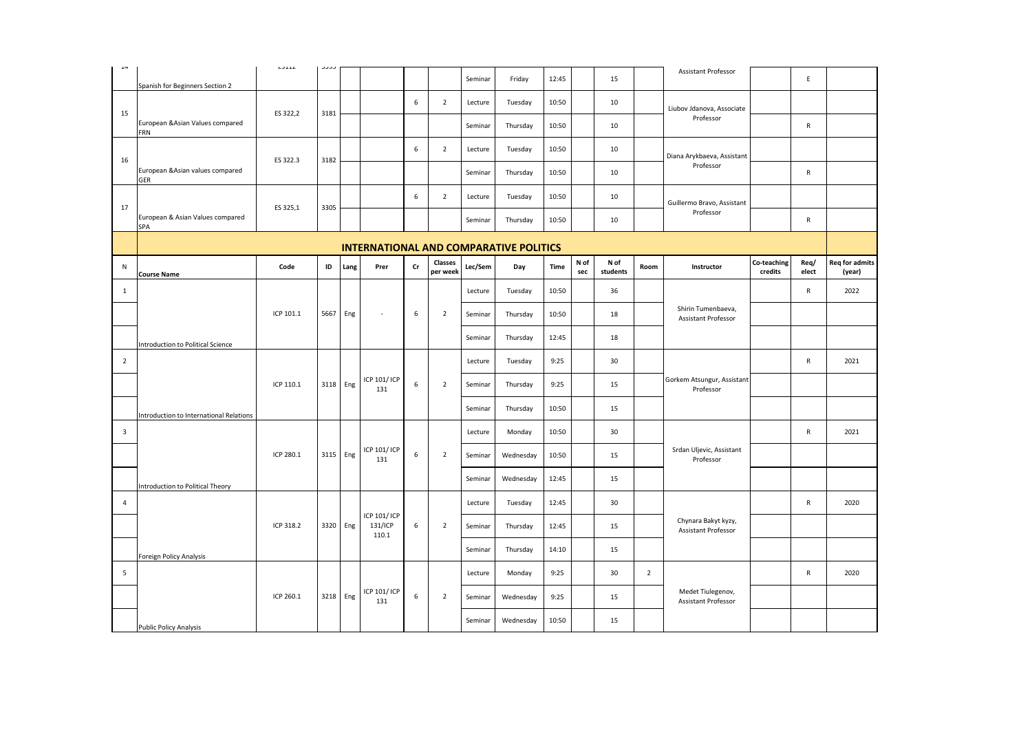| N | Course Name | Code | ID | Lang | Prer | Cr | Classes per week | Lec/Sem | Day | Time | N of sec | N of students | Room | Instructor | Co-teaching credits | Req/elect | Req for admits (year) |
|---|---|---|---|---|---|---|---|---|---|---|---|---|---|---|---|---|---|
| 14 | Spanish for Beginners Section 2 | ES112 | 3393 | | | | | Seminar | Friday | 12:45 | | 15 | | Assistant Professor | | E | |
| 15 | European &Asian Values compared FRN | ES 322,2 | 3181 | | | 6 | 2 | Lecture | Tuesday | 10:50 | | 10 | | Liubov Jdanova, Associate Professor | | | |
| | | | | | | | | Seminar | Thursday | 10:50 | | 10 | | | | R | |
| 16 | European &Asian values compared GER | ES 322.3 | 3182 | | | 6 | 2 | Lecture | Tuesday | 10:50 | | 10 | | Diana Arykbaeva, Assistant Professor | | | |
| | | | | | | | | Seminar | Thursday | 10:50 | | 10 | | | | R | |
| 17 | European & Asian Values compared SPA | ES 325,1 | 3305 | | | 6 | 2 | Lecture | Tuesday | 10:50 | | 10 | | Guillermo Bravo, Assistant Professor | | | |
| | | | | | | | | Seminar | Thursday | 10:50 | | 10 | | | | R | |

## INTERNATIONAL AND COMPARATIVE POLITICS

| N | Course Name | Code | ID | Lang | Prer | Cr | Classes per week | Lec/Sem | Day | Time | N of sec | N of students | Room | Instructor | Co-teaching credits | Req/elect | Req for admits (year) |
|---|---|---|---|---|---|---|---|---|---|---|---|---|---|---|---|---|---|
| 1 | Introduction to Political Science | ICP 101.1 | 5667 | Eng | - | 6 | 2 | Lecture | Tuesday | 10:50 | | 36 | | Shirin Tumenbaeva, Assistant Professor | | R | 2022 |
| | | | | | | | | Seminar | Thursday | 10:50 | | 18 | | | | | |
| | | | | | | | | Seminar | Thursday | 12:45 | | 18 | | | | | |
| 2 | Introduction to International Relations | ICP 110.1 | 3118 | Eng | ICP 101/ ICP 131 | 6 | 2 | Lecture | Tuesday | 9:25 | | 30 | | Gorkem Atsungur, Assistant Professor | | R | 2021 |
| | | | | | | | | Seminar | Thursday | 9:25 | | 15 | | | | | |
| | | | | | | | | Seminar | Thursday | 10:50 | | 15 | | | | | |
| 3 | Introduction to Political Theory | ICP 280.1 | 3115 | Eng | ICP 101/ ICP 131 | 6 | 2 | Lecture | Monday | 10:50 | | 30 | | Srdan Uljevic, Assistant Professor | | R | 2021 |
| | | | | | | | | Seminar | Wednesday | 10:50 | | 15 | | | | | |
| | | | | | | | | Seminar | Wednesday | 12:45 | | 15 | | | | | |
| 4 | Foreign Policy Analysis | ICP 318.2 | 3320 | Eng | ICP 101/ ICP 131/ICP 110.1 | 6 | 2 | Lecture | Tuesday | 12:45 | | 30 | | Chynara Bakyt kyzy, Assistant Professor | | R | 2020 |
| | | | | | | | | Seminar | Thursday | 12:45 | | 15 | | | | | |
| | | | | | | | | Seminar | Thursday | 14:10 | | 15 | | | | | |
| 5 | Public Policy Analysis | ICP 260.1 | 3218 | Eng | ICP 101/ ICP 131 | 6 | 2 | Lecture | Monday | 9:25 | | 30 | 2 | Medet Tiulegenov, Assistant Professor | | R | 2020 |
| | | | | | | | | Seminar | Wednesday | 9:25 | | 15 | | | | | |
| | | | | | | | | Seminar | Wednesday | 10:50 | | 15 | | | | | |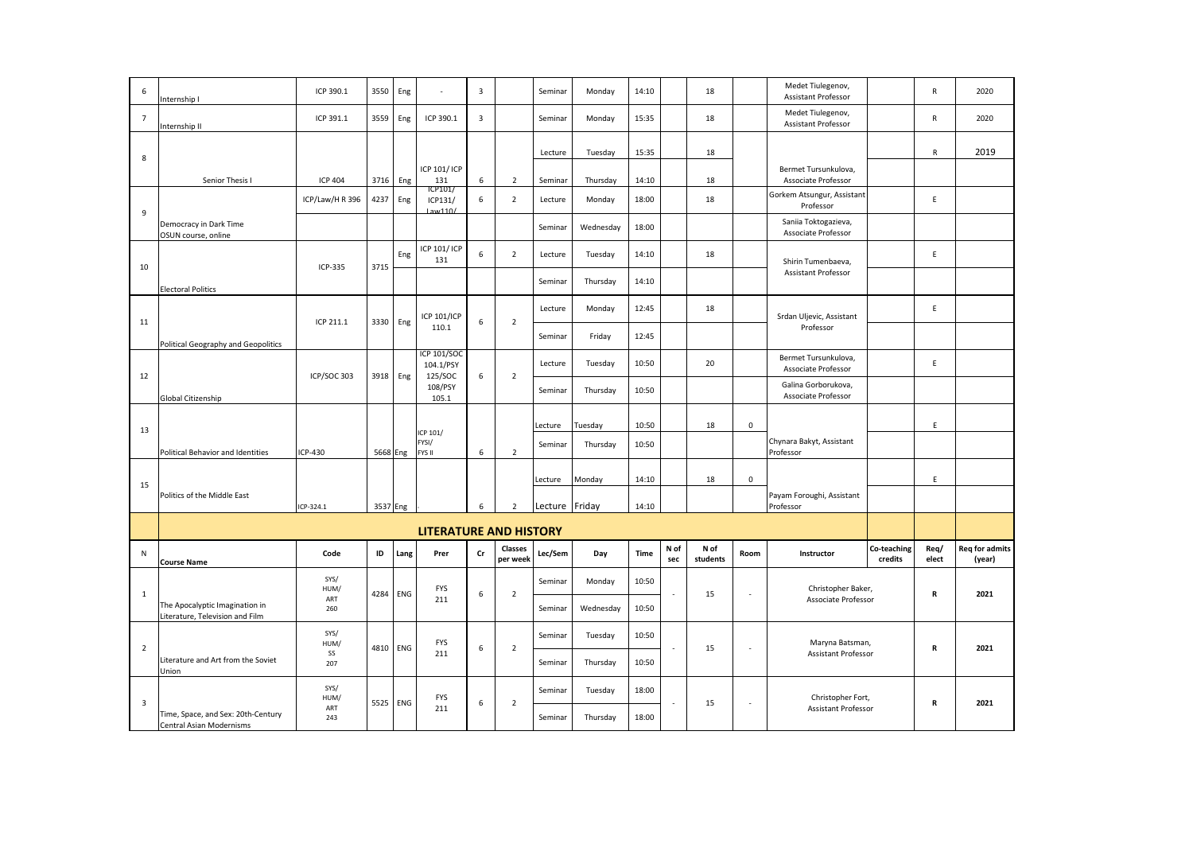| 6 | Internship I | ICP 390.1 | 3550 | Eng | - | 3 | | Seminar | Monday | 14:10 | | 18 | | Medet Tiulegenov, Assistant Professor | | R | 2020 |
|---|---|---|---|---|---|---|---|---|---|---|---|---|---|---|---|---|---|
| 7 | Internship II | ICP 391.1 | 3559 | Eng | ICP 390.1 | 3 | | Seminar | Monday | 15:35 | | 18 | | Medet Tiulegenov, Assistant Professor | | R | 2020 |
| 8 | Senior Thesis I | ICP 404 | 3716 | Eng | ICP 101/ ICP 131 | 6 | 2 | Lecture | Tuesday | 15:35 | | 18 | | Bermet Tursunkulova, Associate Professor | | R | 2019 |
| | | | | | | | | Seminar | Thursday | 14:10 | | 18 | | | | | |
| 9 | Democracy in Dark Time OSUN course, online | ICP/Law/H R 396 | 4237 | Eng | ICP101/ ICP131/ Law110/ | 6 | 2 | Lecture | Monday | 18:00 | | 18 | | Gorkem Atsungur, Assistant Professor | | E | |
| | | | | | | | | Seminar | Wednesday | 18:00 | | | | Saniia Toktogazieva, Associate Professor | | | |
| 10 | Electoral Politics | ICP-335 | 3715 | Eng | ICP 101/ ICP 131 | 6 | 2 | Lecture | Tuesday | 14:10 | | 18 | | Shirin Tumenbaeva, Assistant Professor | | E | |
| | | | | | | | | Seminar | Thursday | 14:10 | | | | | | | |
| 11 | Political Geography and Geopolitics | ICP 211.1 | 3330 | Eng | ICP 101/ICP 110.1 | 6 | 2 | Lecture | Monday | 12:45 | | 18 | | Srdan Uljevic, Assistant Professor | | E | |
| | | | | | | | | Seminar | Friday | 12:45 | | | | | | | |
| 12 | Global Citizenship | ICP/SOC 303 | 3918 | Eng | ICP 101/SOC 104.1/PSY 125/SOC 108/PSY 105.1 | 6 | 2 | Lecture | Tuesday | 10:50 | | 20 | | Bermet Tursunkulova, Associate Professor | | E | |
| | | | | | | | | Seminar | Thursday | 10:50 | | | | Galina Gorborukova, Associate Professor | | | |
| 13 | Political Behavior and Identities | ICP-430 | 5668 | Eng | ICP 101/ FYSI/ FYS II | 6 | 2 | Lecture | Tuesday | 10:50 | | 18 | 0 | Chynara Bakyt, Assistant Professor | | E | |
| | | | | | | | | Seminar | Thursday | 10:50 | | | | | | | |
| 15 | Politics of the Middle East | ICP-324.1 | 3537 | Eng | - | 6 | 2 | Lecture | Monday | 14:10 | | 18 | 0 | Payam Foroughi, Assistant Professor | | E | |
| | | | | | | | | Lecture | Friday | 14:10 | | | | | | | |
| | **LITERATURE AND HISTORY** | | | | | | | | | | | | | | | | |
| **N** | **Course Name** | **Code** | **ID** | **Lang** | **Prer** | **Cr** | **Classes per week** | **Lec/Sem** | **Day** | **Time** | **N of sec** | **N of students** | **Room** | **Instructor** | **Co-teaching credits** | **Req/ elect** | **Req for admits (year)** |
| 1 | The Apocalyptic Imagination in Literature, Television and Film | SYS/ HUM/ ART 260 | 4284 | ENG | FYS 211 | 6 | 2 | Seminar | Monday | 10:50 | - | 15 | - | Christopher Baker, Associate Professor | | **R** | **2021** |
| | | | | | | | | Seminar | Wednesday | 10:50 | | | | | | | |
| 2 | Literature and Art from the Soviet Union | SYS/ HUM/ SS 207 | 4810 | ENG | FYS 211 | 6 | 2 | Seminar | Tuesday | 10:50 | - | 15 | - | Maryna Batsman, Assistant Professor | | **R** | **2021** |
| | | | | | | | | Seminar | Thursday | 10:50 | | | | | | | |
| 3 | Time, Space, and Sex: 20th-Century Central Asian Modernisms | SYS/ HUM/ ART 243 | 5525 | ENG | FYS 211 | 6 | 2 | Seminar | Tuesday | 18:00 | - | 15 | - | Christopher Fort, Assistant Professor | | **R** | **2021** |
| | | | | | | | | Seminar | Thursday | 18:00 | | | | | | | |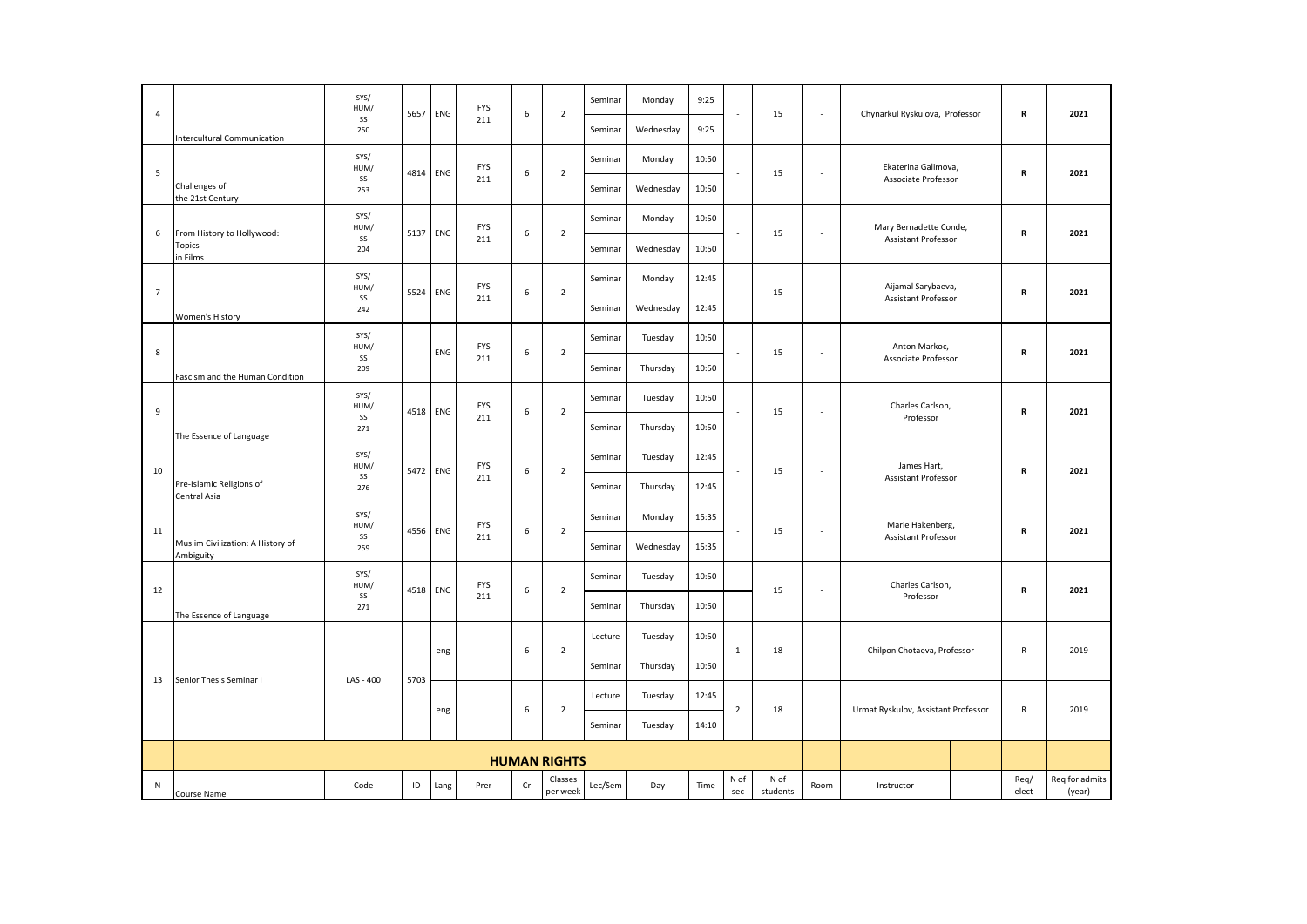| | | | | | | | | | | | | | | | | |
|---|---|---|---|---|---|---|---|---|---|---|---|---|---|---|---|---|
| 4 | Intercultural Communication | SYS/ HUM/ SS 250 | 5657 | ENG | FYS 211 | 6 | 2 | Seminar | Monday | 9:25 | - | 15 | - | Chynarkul Ryskulova, Professor | R | 2021 |
| | | | | | | | | Seminar | Wednesday | 9:25 | | | | | | |
| 5 | Challenges of the 21st Century | SYS/ HUM/ SS 253 | 4814 | ENG | FYS 211 | 6 | 2 | Seminar | Monday | 10:50 | - | 15 | - | Ekaterina Galimova, Associate Professor | R | 2021 |
| | | | | | | | | Seminar | Wednesday | 10:50 | | | | | | |
| 6 | From History to Hollywood: Topics in Films | SYS/ HUM/ SS 204 | 5137 | ENG | FYS 211 | 6 | 2 | Seminar | Monday | 10:50 | - | 15 | - | Mary Bernadette Conde, Assistant Professor | R | 2021 |
| | | | | | | | | Seminar | Wednesday | 10:50 | | | | | | |
| 7 | Women's History | SYS/ HUM/ SS 242 | 5524 | ENG | FYS 211 | 6 | 2 | Seminar | Monday | 12:45 | - | 15 | - | Aijamal Sarybaeva, Assistant Professor | R | 2021 |
| | | | | | | | | Seminar | Wednesday | 12:45 | | | | | | |
| 8 | Fascism and the Human Condition | SYS/ HUM/ SS 209 | | ENG | FYS 211 | 6 | 2 | Seminar | Tuesday | 10:50 | - | 15 | - | Anton Markoc, Associate Professor | R | 2021 |
| | | | | | | | | Seminar | Thursday | 10:50 | | | | | | |
| 9 | The Essence of Language | SYS/ HUM/ SS 271 | 4518 | ENG | FYS 211 | 6 | 2 | Seminar | Tuesday | 10:50 | - | 15 | - | Charles Carlson, Professor | R | 2021 |
| | | | | | | | | Seminar | Thursday | 10:50 | | | | | | |
| 10 | Pre-Islamic Religions of Central Asia | SYS/ HUM/ SS 276 | 5472 | ENG | FYS 211 | 6 | 2 | Seminar | Tuesday | 12:45 | - | 15 | - | James Hart, Assistant Professor | R | 2021 |
| | | | | | | | | Seminar | Thursday | 12:45 | | | | | | |
| 11 | Muslim Civilization: A History of Ambiguity | SYS/ HUM/ SS 259 | 4556 | ENG | FYS 211 | 6 | 2 | Seminar | Monday | 15:35 | - | 15 | - | Marie Hakenberg, Assistant Professor | R | 2021 |
| | | | | | | | | Seminar | Wednesday | 15:35 | | | | | | |
| 12 | The Essence of Language | SYS/ HUM/ SS 271 | 4518 | ENG | FYS 211 | 6 | 2 | Seminar | Tuesday | 10:50 | - | 15 | - | Charles Carlson, Professor | R | 2021 |
| | | | | | | | | Seminar | Thursday | 10:50 | | | | | | |
| 13 | Senior Thesis Seminar I | LAS - 400 | 5703 | eng | | 6 | 2 | Lecture | Tuesday | 10:50 | 1 | 18 | | Chilpon Chotaeva, Professor | R | 2019 |
| | | | | | | | | Seminar | Thursday | 10:50 | | | | | | |
| | | | | eng | | 6 | 2 | Lecture | Tuesday | 12:45 | 2 | 18 | | Urmat Ryskulov, Assistant Professor | R | 2019 |
| | | | | | | | | Seminar | Tuesday | 14:10 | | | | | | |
| | **HUMAN RIGHTS** | | | | | | | | | | | | | | | |
| N | Course Name | Code | ID | Lang | Prer | Cr | Classes per week | Lec/Sem | Day | Time | N of sec | N of students | Room | Instructor | Req/ elect | Req for admits (year) |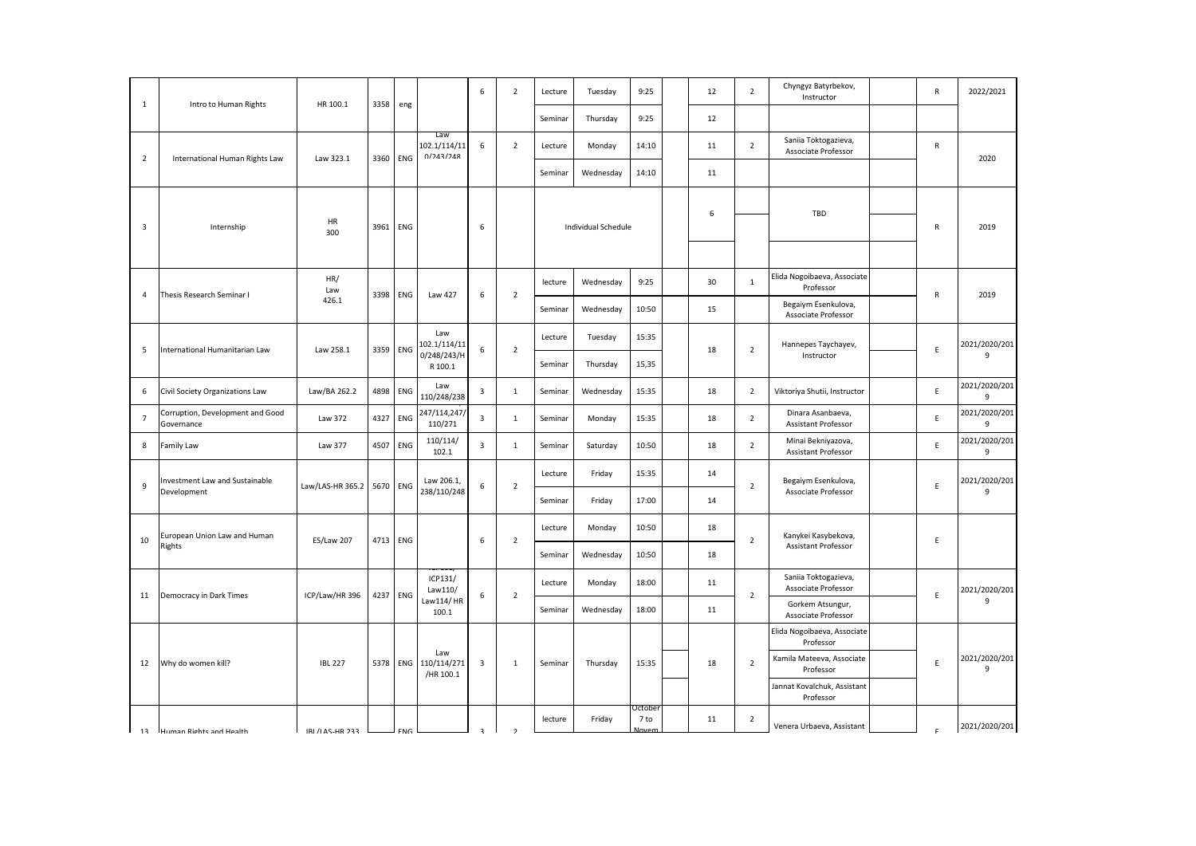| 1 | Intro to Human Rights | HR 100.1 | 3358 | eng | | 6 | 2 | Lecture | Tuesday | 9:25 | | 12 | 2 | Chyngyz Batyrbekov, Instructor | | R | 2022/2021 |
|---|---|---|---|---|---|---|---|---|---|---|---|---|---|---|---|---|---|
| | | | | | | | | Seminar | Thursday | 9:25 | | 12 | | | | | |
| 2 | International Human Rights Law | Law 323.1 | 3360 | ENG | Law 102.1/114/110/243/248 | 6 | 2 | Lecture | Monday | 14:10 | | 11 | 2 | Saniia Toktogazieva, Associate Professor | | R | 2020 |
| | | | | | | | | Seminar | Wednesday | 14:10 | | 11 | | | | | |
| 3 | Internship | HR 300 | 3961 | ENG | | 6 | | Individual Schedule | | | | 6 | | TBD | | R | 2019 |
| 4 | Thesis Research Seminar I | HR/ Law 426.1 | 3398 | ENG | Law 427 | 6 | 2 | lecture | Wednesday | 9:25 | | 30 | 1 | Elida Nogoibaeva, Associate Professor | | R | 2019 |
| | | | | | | | | Seminar | Wednesday | 10:50 | | 15 | | Begaiym Esenkulova, Associate Professor | | | |
| 5 | International Humanitarian Law | Law 258.1 | 3359 | ENG | Law 102.1/114/110/248/243/HR 100.1 | 6 | 2 | Lecture | Tuesday | 15:35 | | 18 | 2 | Hannepes Taychayev, Instructor | | E | 2021/2020/2019 |
| | | | | | | | | Seminar | Thursday | 15,35 | | | | | | | |
| 6 | Civil Society Organizations Law | Law/BA 262.2 | 4898 | ENG | Law 110/248/238 | 3 | 1 | Seminar | Wednesday | 15:35 | | 18 | 2 | Viktoriya Shutii, Instructor | | E | 2021/2020/2019 |
| 7 | Corruption, Development and Good Governance | Law 372 | 4327 | ENG | 247/114,247/110/271 | 3 | 1 | Seminar | Monday | 15:35 | | 18 | 2 | Dinara Asanbaeva, Assistant Professor | | E | 2021/2020/2019 |
| 8 | Family Law | Law 377 | 4507 | ENG | 110/114/102.1 | 3 | 1 | Seminar | Saturday | 10:50 | | 18 | 2 | Minai Bekniyazova, Assistant Professor | | E | 2021/2020/2019 |
| 9 | Investment Law and Sustainable Development | Law/LAS-HR 365.2 | 5670 | ENG | Law 206.1, 238/110/248 | 6 | 2 | Lecture | Friday | 15:35 | | 14 | 2 | Begaiym Esenkulova, Associate Professor | | E | 2021/2020/2019 |
| | | | | | | | | Seminar | Friday | 17:00 | | 14 | | | | | |
| 10 | European Union Law and Human Rights | ES/Law 207 | 4713 | ENG | | 6 | 2 | Lecture | Monday | 10:50 | | 18 | 2 | Kanykei Kasybekova, Assistant Professor | | E | |
| | | | | | | | | Seminar | Wednesday | 10:50 | | 18 | | | | | |
| 11 | Democracy in Dark Times | ICP/Law/HR 396 | 4237 | ENG | ICP131/ Law110/ Law114/ HR 100.1 | 6 | 2 | Lecture | Monday | 18:00 | | 11 | 2 | Saniia Toktogazieva, Associate Professor | | E | 2021/2020/2019 |
| | | | | | | | | Seminar | Wednesday | 18:00 | | 11 | | Gorkem Atsungur, Associate Professor | | | |
| 12 | Why do women kill? | IBL 227 | 5378 | ENG | Law 110/114/271 /HR 100.1 | 3 | 1 | Seminar | Thursday | 15:35 | | 18 | 2 | Elida Nogoibaeva, Associate Professor | | E | 2021/2020/2019 |
| | | | | | | | | | | | | | | Kamila Mateeva, Associate Professor | | | |
| | | | | | | | | | | | | | | Jannat Kovalchuk, Assistant Professor | | | |
| 13 | Human Rights and Health | IBL/LAS-HR 233 | | ENG | | 3 | 2 | lecture | Friday | October 7 to Novem | | 11 | 2 | Venera Urbaeva, Assistant | | E | 2021/2020/201 |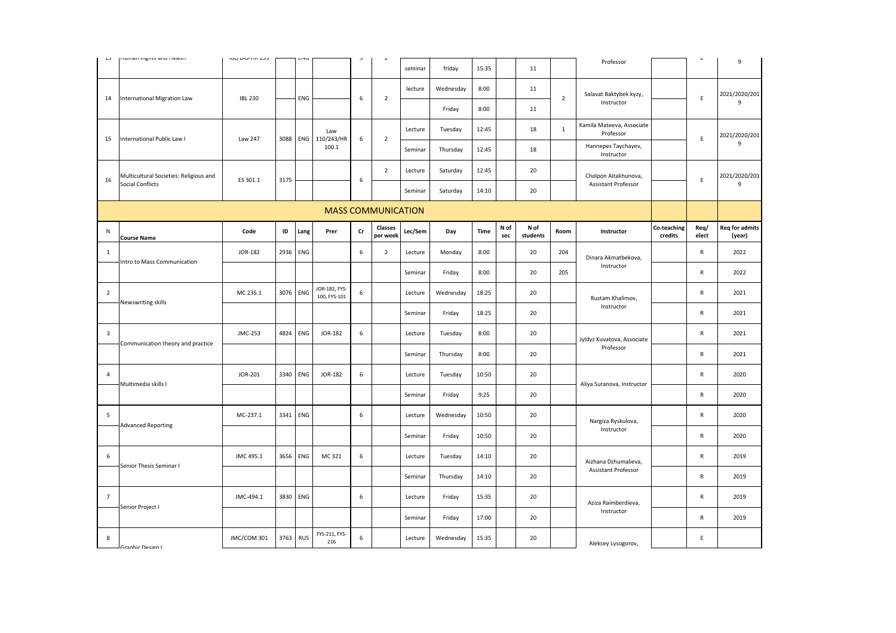| N | Course Name | Code | ID | Lang | Prer | Cr | Classes per week | Lec/Sem | Day | Time | N of sec | N of students | Room | Instructor | Co-teaching credits | Req/elect | Req for admits (year) |
|---|---|---|---|---|---|---|---|---|---|---|---|---|---|---|---|---|---|
| 13 | Human Rights and Health | IBL/LAS-HR 233 | | ENG | | 3 | 2 | | | | | | | Professor | | E | 9 |
| | | | | | | | | seminar | friday | 15:35 | | 11 | | | | | |
| 14 | International Migration Law | IBL 230 | | ENG | | 6 | 2 | lecture | Wednesday | 8:00 | | 11 | 2 | Salavat Baktybek kyzy, Instructor | | E | 2021/2020/2019 |
| | | | | | | | | | Friday | 8:00 | | 11 | | | | | |
| 15 | International Public Law I | Law 247 | 3088 | ENG | Law 110/243/HR 100.1 | 6 | 2 | Lecture | Tuesday | 12:45 | | 18 | 1 | Kamila Mateeva, Associate Professor | | E | 2021/2020/2019 |
| | | | | | | | | Seminar | Thursday | 12:45 | | 18 | | Hannepes Taychayev, Instructor | | | |
| 16 | Multicultural Societies: Religious and Social Conflicts | ES 301.1 | 3175 | | | 6 | 2 | Lecture | Saturday | 12:45 | | 20 | | Cholpon Aitakhunova, Assistant Professor | | E | 2021/2020/2019 |
| | | | | | | | | Seminar | Saturday | 14:10 | | 20 | | | | | |
| | **MASS COMMUNICATION** | | | | | | | | | | | | | | | | |
| **N** | **Course Name** | **Code** | **ID** | **Lang** | **Prer** | **Cr** | **Classes per week** | **Lec/Sem** | **Day** | **Time** | **N of sec** | **N of students** | **Room** | **Instructor** | **Co-teaching credits** | **Req/elect** | **Req for admits (year)** |
| 1 | Intro to Mass Communication | JOR-182 | 2936 | ENG | | 6 | 2 | Lecture | Monday | 8:00 | | 20 | 204 | Dinara Akmatbekova, Instructor | | R | 2022 |
| | | | | | | | | Seminar | Friday | 8:00 | | 20 | 205 | | | R | 2022 |
| 2 | Newswriting skills | MC 235.1 | 3076 | ENG | JOR-182, FYS-100, FYS-101 | 6 | | Lecture | Wednesday | 18:25 | | 20 | | Rustam Khalimov, Instructor | | R | 2021 |
| | | | | | | | | Seminar | Friday | 18:25 | | 20 | | | | R | 2021 |
| 3 | Communication theory and practice | JMC-253 | 4824 | ENG | JOR-182 | 6 | | Lecture | Tuesday | 8:00 | | 20 | | Jyldyz Kuvatova, Associate Professor | | R | 2021 |
| | | | | | | | | Seminar | Thursday | 8:00 | | 20 | | | | R | 2021 |
| 4 | Multimedia skills I | JOR-201 | 3340 | ENG | JOR-182 | 6 | | Lecture | Tuesday | 10:50 | | 20 | | Aliya Suranova, Instructor | | R | 2020 |
| | | | | | | | | Seminar | Friday | 9:25 | | 20 | | | | R | 2020 |
| 5 | Advanced Reporting | MC-237.1 | 3341 | ENG | | 6 | | Lecture | Wednesday | 10:50 | | 20 | | Nargiza Ryskulova, Instructor | | R | 2020 |
| | | | | | | | | Seminar | Friday | 10:50 | | 20 | | | | R | 2020 |
| 6 | Senior Thesis Seminar I | JMC 495.1 | 3656 | ENG | MC 321 | 6 | | Lecture | Tuesday | 14:10 | | 20 | | Aizhana Dzhumalieva, Assistant Professor | | R | 2019 |
| | | | | | | | | Seminar | Thursday | 14:10 | | 20 | | | | R | 2019 |
| 7 | Senior Project I | JMC-494.1 | 3830 | ENG | | 6 | | Lecture | Friday | 15:35 | | 20 | | Aziza Raimberdieva, Instructor | | R | 2019 |
| | | | | | | | | Seminar | Friday | 17:00 | | 20 | | | | R | 2019 |
| 8 | Graphic Design I | JMC/COM 301 | 3763 | RUS | FYS-211, FYS-216 | 6 | | Lecture | Wednesday | 15:35 | | 20 | | Aleksey Lysogorov, | | E | |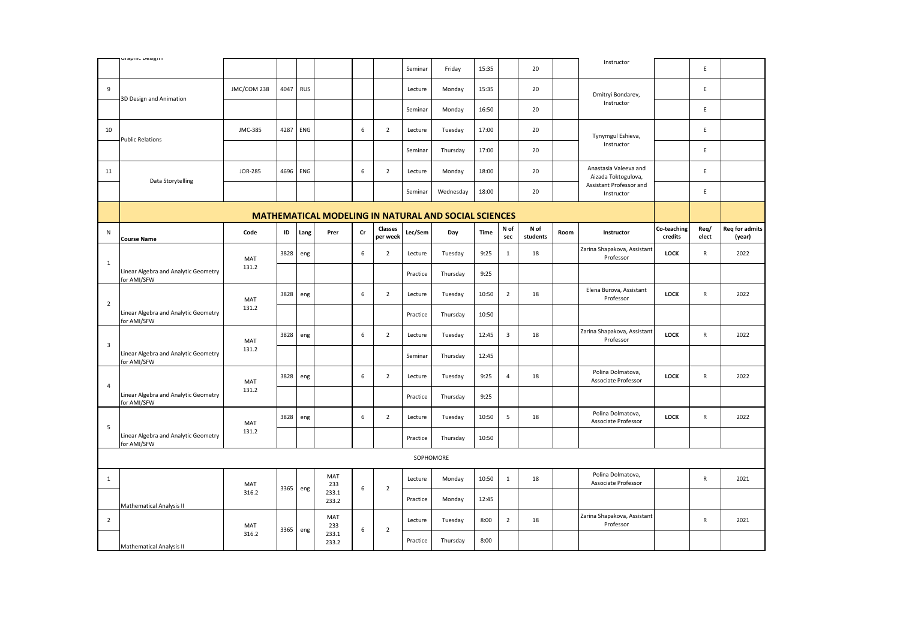| | Graphic Design I | | | | | | | Seminar | Friday | 15:35 | | 20 | | Instructor | | E | |
|---|---|---|---|---|---|---|---|---|---|---|---|---|---|---|---|---|---|
| 9 | 3D Design and Animation | JMC/COM 238 | 4047 | RUS | | | | Lecture | Monday | 15:35 | | 20 | | Dmitryi Bondarev, Instructor | | E | |
| | | | | | | | | Seminar | Monday | 16:50 | | 20 | | | | E | |
| 10 | Public Relations | JMC-385 | 4287 | ENG | | 6 | 2 | Lecture | Tuesday | 17:00 | | 20 | | Tynymgul Eshieva, Instructor | | E | |
| | | | | | | | | Seminar | Thursday | 17:00 | | 20 | | | | E | |
| 11 | Data Storytelling | JOR-285 | 4696 | ENG | | 6 | 2 | Lecture | Monday | 18:00 | | 20 | | Anastasia Valeeva and Aizada Toktogulova, Assistant Professor and Instructor | | E | |
| | | | | | | | | Seminar | Wednesday | 18:00 | | 20 | | | | E | |

## MATHEMATICAL MODELING IN NATURAL AND SOCIAL SCIENCES

| N | Course Name | Code | ID | Lang | Prer | Cr | Classes per week | Lec/Sem | Day | Time | N of sec | N of students | Room | Instructor | Co-teaching credits | Req/elect | Req for admits (year) |
|---|---|---|---|---|---|---|---|---|---|---|---|---|---|---|---|---|---|
| 1 | Linear Algebra and Analytic Geometry for AMI/SFW | MAT 131.2 | 3828 | eng | | 6 | 2 | Lecture | Tuesday | 9:25 | 1 | 18 | | Zarina Shapakova, Assistant Professor | LOCK | R | 2022 |
| | | | | | | | | Practice | Thursday | 9:25 | | | | | | | |
| 2 | Linear Algebra and Analytic Geometry for AMI/SFW | MAT 131.2 | 3828 | eng | | 6 | 2 | Lecture | Tuesday | 10:50 | 2 | 18 | | Elena Burova, Assistant Professor | LOCK | R | 2022 |
| | | | | | | | | Practice | Thursday | 10:50 | | | | | | | |
| 3 | Linear Algebra and Analytic Geometry for AMI/SFW | MAT 131.2 | 3828 | eng | | 6 | 2 | Lecture | Tuesday | 12:45 | 3 | 18 | | Zarina Shapakova, Assistant Professor | LOCK | R | 2022 |
| | | | | | | | | Seminar | Thursday | 12:45 | | | | | | | |
| 4 | Linear Algebra and Analytic Geometry for AMI/SFW | MAT 131.2 | 3828 | eng | | 6 | 2 | Lecture | Tuesday | 9:25 | 4 | 18 | | Polina Dolmatova, Associate Professor | LOCK | R | 2022 |
| | | | | | | | | Practice | Thursday | 9:25 | | | | | | | |
| 5 | Linear Algebra and Analytic Geometry for AMI/SFW | MAT 131.2 | 3828 | eng | | 6 | 2 | Lecture | Tuesday | 10:50 | 5 | 18 | | Polina Dolmatova, Associate Professor | LOCK | R | 2022 |
| | | | | | | | | Practice | Thursday | 10:50 | | | | | | | |
| | | | | | | | | SOPHOMORE | | | | | | | | | |
| 1 | Mathematical Analysis II | MAT 316.2 | 3365 | eng | MAT 233 233.1 233.2 | 6 | 2 | Lecture | Monday | 10:50 | 1 | 18 | | Polina Dolmatova, Associate Professor | | R | 2021 |
| | | | | | | | | Practice | Monday | 12:45 | | | | | | | |
| 2 | Mathematical Analysis II | MAT 316.2 | 3365 | eng | MAT 233 233.1 233.2 | 6 | 2 | Lecture | Tuesday | 8:00 | 2 | 18 | | Zarina Shapakova, Assistant Professor | | R | 2021 |
| | | | | | | | | Practice | Thursday | 8:00 | | | | | | | |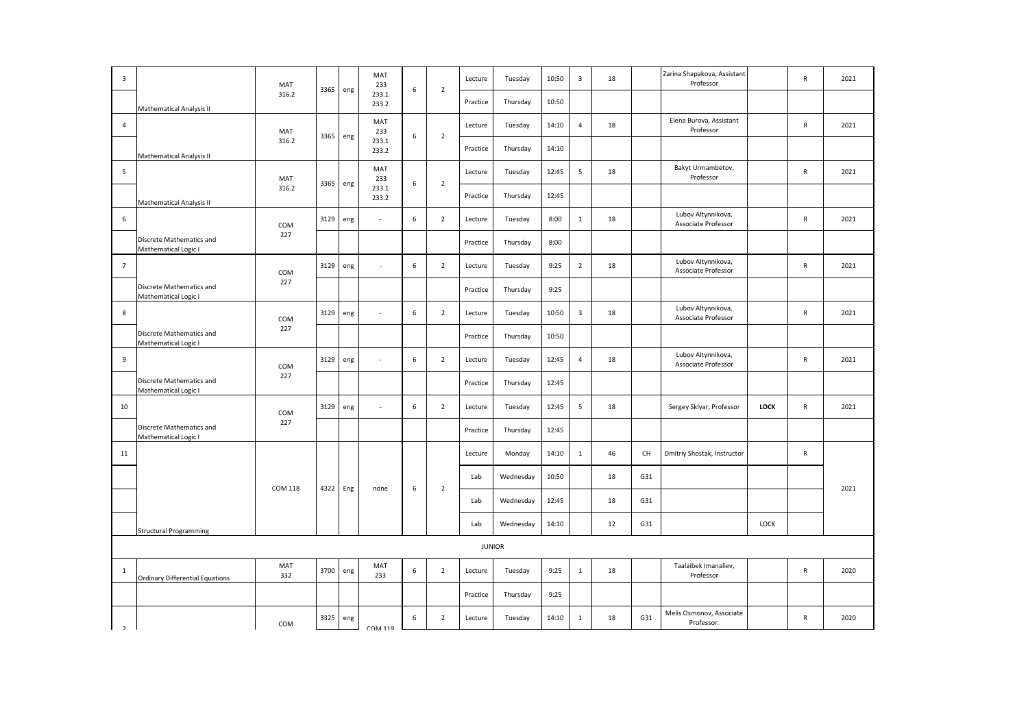| 3 | | MAT 316.2 | 3365 | eng | MAT 233 233.1 233.2 | 6 | 2 | Lecture | Tuesday | 10:50 | 3 | 18 | | Zarina Shapakova, Assistant Professor | | R | 2021 |
|---|---|---|---|---|---|---|---|---|---|---|---|---|---|---|---|---|---|
| | Mathematical Analysis II | | | | | | | Practice | Thursday | 10:50 | | | | | | | |
| 4 | | MAT 316.2 | 3365 | eng | MAT 233 233.1 233.2 | 6 | 2 | Lecture | Tuesday | 14:10 | 4 | 18 | | Elena Burova, Assistant Professor | | R | 2021 |
| | Mathematical Analysis II | | | | | | | Practice | Thursday | 14:10 | | | | | | | |
| 5 | | MAT 316.2 | 3365 | eng | MAT 233 233.1 233.2 | 6 | 2 | Lecture | Tuesday | 12:45 | 5 | 18 | | Bakyt Urmambetov, Professor | | R | 2021 |
| | Mathematical Analysis II | | | | | | | Practice | Thursday | 12:45 | | | | | | | |
| 6 | | COM 227 | 3129 | eng | - | 6 | 2 | Lecture | Tuesday | 8:00 | 1 | 18 | | Lubov Altynnikova, Associate Professor | | R | 2021 |
| | Discrete Mathematics and Mathematical Logic I | | | | | | | Practice | Thursday | 8:00 | | | | | | | |
| 7 | | COM 227 | 3129 | eng | - | 6 | 2 | Lecture | Tuesday | 9:25 | 2 | 18 | | Lubov Altynnikova, Associate Professor | | R | 2021 |
| | Discrete Mathematics and Mathematical Logic I | | | | | | | Practice | Thursday | 9:25 | | | | | | | |
| 8 | | COM 227 | 3129 | eng | - | 6 | 2 | Lecture | Tuesday | 10:50 | 3 | 18 | | Lubov Altynnikova, Associate Professor | | R | 2021 |
| | Discrete Mathematics and Mathematical Logic I | | | | | | | Practice | Thursday | 10:50 | | | | | | | |
| 9 | | COM 227 | 3129 | eng | - | 6 | 2 | Lecture | Tuesday | 12:45 | 4 | 18 | | Lubov Altynnikova, Associate Professor | | R | 2021 |
| | Discrete Mathematics and Mathematical Logic I | | | | | | | Practice | Thursday | 12:45 | | | | | | | |
| 10 | | COM 227 | 3129 | eng | - | 6 | 2 | Lecture | Tuesday | 12:45 | 5 | 18 | | Sergey Sklyar, Professor | **LOCK** | R | 2021 |
| | Discrete Mathematics and Mathematical Logic I | | | | | | | Practice | Thursday | 12:45 | | | | | | | |
| 11 | | COM 118 | 4322 | Eng | none | 6 | 2 | Lecture | Monday | 14:10 | 1 | 46 | CH | Dmitriy Shostak, Instructor | | R | 2021 |
| | | | | | | | | Lab | Wednesday | 10:50 | | 18 | G31 | | | | |
| | | | | | | | | Lab | Wednesday | 12:45 | | 18 | G31 | | | | |
| | Structural Programming | | | | | | | Lab | Wednesday | 14:10 | | 12 | G31 | | LOCK | | |
| | | | | | | | | JUNIOR | | | | | | | | | |
| 1 | Ordinary Differential Equations | MAT 332 | 3700 | eng | MAT 233 | 6 | 2 | Lecture | Tuesday | 9:25 | 1 | 18 | | Taalaibek Imanaliev, Professor | | R | 2020 |
| | | | | | | | | Practice | Thursday | 9:25 | | | | | | | |
| 2 | | COM | 3325 | eng | COM 119 | 6 | 2 | Lecture | Tuesday | 14:10 | 1 | 18 | G31 | Melis Osmonov, Associate Professor. | | R | 2020 |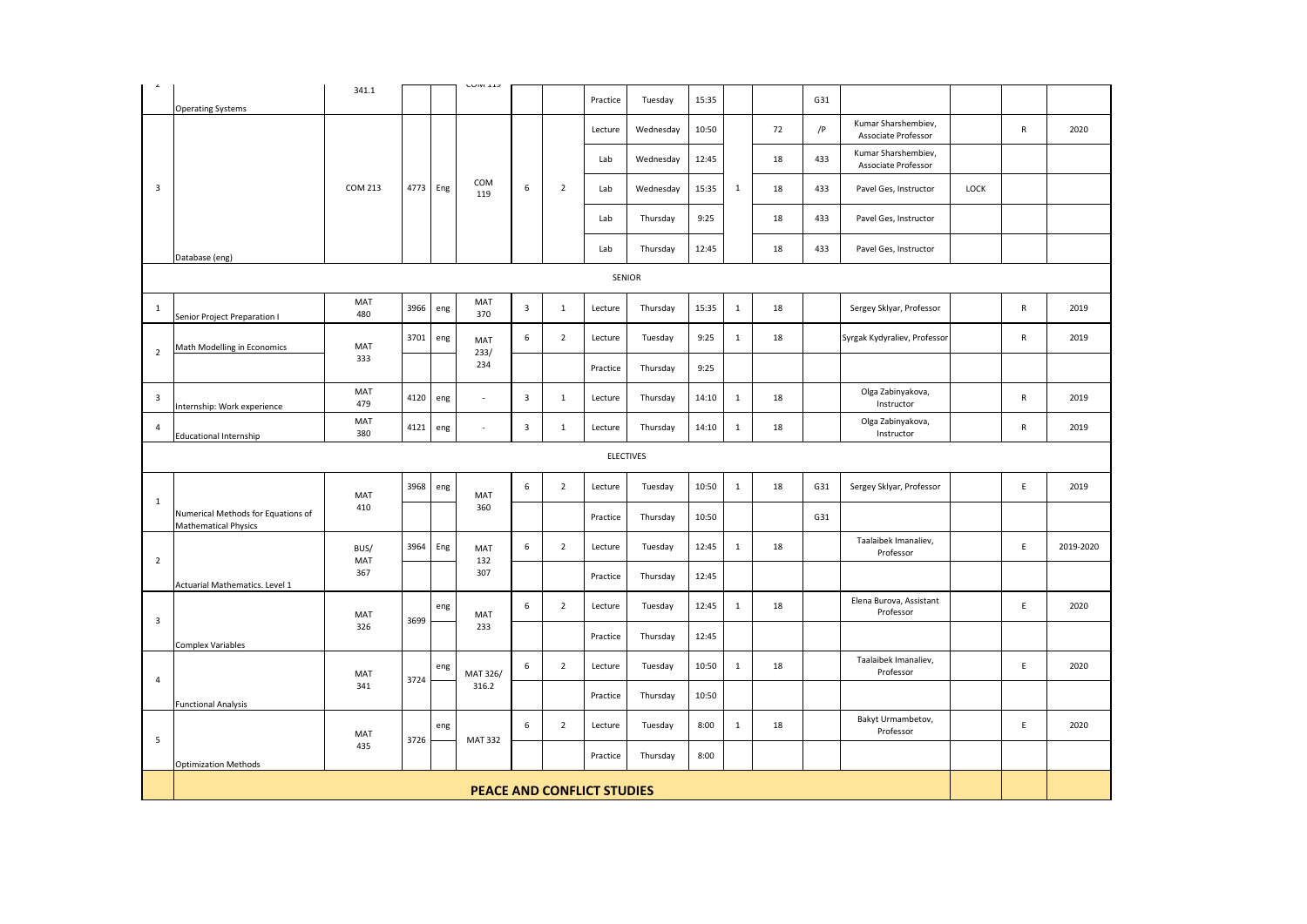| | | | | | | | | | | | | | | | | | |
|---|---|---|---|---|---|---|---|---|---|---|---|---|---|---|---|---|---|
| 2 | Operating Systems | 341.1 | | | COM 119 | | | Practice | Tuesday | 15:35 | | | G31 | | | | |
| 3 | Database (eng) | COM 213 | 4773 | Eng | COM 119 | 6 | 2 | Lecture | Wednesday | 10:50 | 1 | 72 | /P | Kumar Sharshembiev, Associate Professor | | R | 2020 |
| | | | | | | | | Lab | Wednesday | 12:45 | | 18 | 433 | Kumar Sharshembiev, Associate Professor | | | |
| | | | | | | | | Lab | Wednesday | 15:35 | | 18 | 433 | Pavel Ges, Instructor | LOCK | | |
| | | | | | | | | Lab | Thursday | 9:25 | | 18 | 433 | Pavel Ges, Instructor | | | |
| | | | | | | | | Lab | Thursday | 12:45 | | 18 | 433 | Pavel Ges, Instructor | | | |
| | | | | | | | | SENIOR | | | | | | | | | |
| 1 | Senior Project Preparation I | MAT 480 | 3966 | eng | MAT 370 | 3 | 1 | Lecture | Thursday | 15:35 | 1 | 18 | | Sergey Sklyar, Professor | | R | 2019 |
| 2 | Math Modelling in Economics | MAT 333 | 3701 | eng | MAT 233/ 234 | 6 | 2 | Lecture | Tuesday | 9:25 | 1 | 18 | | Syrgak Kydyraliev, Professor | | R | 2019 |
| | | | | | | | | Practice | Thursday | 9:25 | | | | | | | |
| 3 | Internship: Work experience | MAT 479 | 4120 | eng | - | 3 | 1 | Lecture | Thursday | 14:10 | 1 | 18 | | Olga Zabinyakova, Instructor | | R | 2019 |
| 4 | Educational Internship | MAT 380 | 4121 | eng | - | 3 | 1 | Lecture | Thursday | 14:10 | 1 | 18 | | Olga Zabinyakova, Instructor | | R | 2019 |
| | | | | | | | | ELECTIVES | | | | | | | | | |
| 1 | Numerical Methods for Equations of Mathematical Physics | MAT 410 | 3968 | eng | MAT 360 | 6 | 2 | Lecture | Tuesday | 10:50 | 1 | 18 | G31 | Sergey Sklyar, Professor | | E | 2019 |
| | | | | | | | | Practice | Thursday | 10:50 | | | G31 | | | | |
| 2 | Actuarial Mathematics. Level 1 | BUS/ MAT 367 | 3964 | Eng | MAT 132 307 | 6 | 2 | Lecture | Tuesday | 12:45 | 1 | 18 | | Taalaibek Imanaliev, Professor | | E | 2019-2020 |
| | | | | | | | | Practice | Thursday | 12:45 | | | | | | | |
| 3 | Complex Variables | MAT 326 | 3699 | eng | MAT 233 | 6 | 2 | Lecture | Tuesday | 12:45 | 1 | 18 | | Elena Burova, Assistant Professor | | E | 2020 |
| | | | | | | | | Practice | Thursday | 12:45 | | | | | | | |
| 4 | Functional Analysis | MAT 341 | 3724 | eng | MAT 326/ 316.2 | 6 | 2 | Lecture | Tuesday | 10:50 | 1 | 18 | | Taalaibek Imanaliev, Professor | | E | 2020 |
| | | | | | | | | Practice | Thursday | 10:50 | | | | | | | |
| 5 | Optimization Methods | MAT 435 | 3726 | eng | MAT 332 | 6 | 2 | Lecture | Tuesday | 8:00 | 1 | 18 | | Bakyt Urmambetov, Professor | | E | 2020 |
| | | | | | | | | Practice | Thursday | 8:00 | | | | | | | |
| | | | | | | | | **PEACE AND CONFLICT STUDIES** | | | | | | | | | |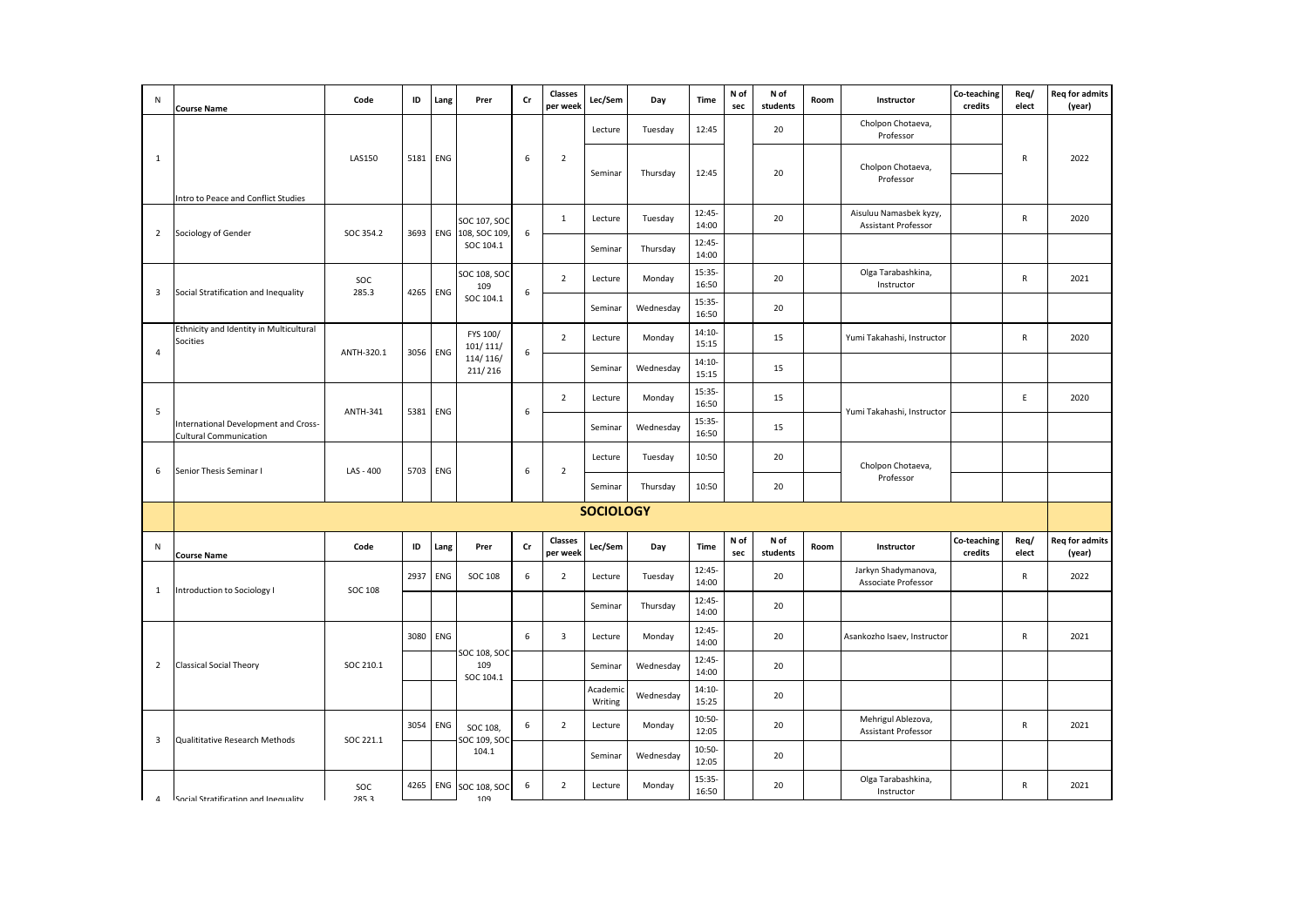| N | Course Name | Code | ID | Lang | Prer | Cr | Classes per week | Lec/Sem | Day | Time | N of sec | N of students | Room | Instructor | Co-teaching credits | Req/ elect | Req for admits (year) |
|---|---|---|---|---|---|---|---|---|---|---|---|---|---|---|---|---|---|
| 1 | Intro to Peace and Conflict Studies | LAS150 | 5181 | ENG | | 6 | 2 | Lecture | Tuesday | 12:45 | | 20 | | Cholpon Chotaeva, Professor | | R | 2022 |
| | | | | | | | | Seminar | Thursday | 12:45 | | 20 | | Cholpon Chotaeva, Professor | | | |
| 2 | Sociology of Gender | SOC 354.2 | 3693 | ENG | SOC 107, SOC 108, SOC 109, SOC 104.1 | 6 | 1 | Lecture | Tuesday | 12:45-14:00 | | 20 | | Aisuluu Namasbek kyzy, Assistant Professor | | R | 2020 |
| | | | | | | | | Seminar | Thursday | 12:45-14:00 | | | | | | | |
| 3 | Social Stratification and Inequality | SOC 285.3 | 4265 | ENG | SOC 108, SOC 109 SOC 104.1 | 6 | 2 | Lecture | Monday | 15:35-16:50 | | 20 | | Olga Tarabashkina, Instructor | | R | 2021 |
| | | | | | | | | Seminar | Wednesday | 15:35-16:50 | | 20 | | | | | |
| 4 | Ethnicity and Identity in Multicultural Socities | ANTH-320.1 | 3056 | ENG | FYS 100/ 101/ 111/ 114/ 116/ 211/ 216 | 6 | 2 | Lecture | Monday | 14:10-15:15 | | 15 | | Yumi Takahashi, Instructor | | R | 2020 |
| | | | | | | | | Seminar | Wednesday | 14:10-15:15 | | 15 | | | | | |
| 5 | International Development and Cross-Cultural Communication | ANTH-341 | 5381 | ENG | | 6 | 2 | Lecture | Monday | 15:35-16:50 | | 15 | | Yumi Takahashi, Instructor | | E | 2020 |
| | | | | | | | | Seminar | Wednesday | 15:35-16:50 | | 15 | | | | | |
| 6 | Senior Thesis Seminar I | LAS - 400 | 5703 | ENG | | 6 | 2 | Lecture | Tuesday | 10:50 | | 20 | | Cholpon Chotaeva, Professor | | | |
| | | | | | | | | Seminar | Thursday | 10:50 | | 20 | | | | | |

## SOCIOLOGY

| N | Course Name | Code | ID | Lang | Prer | Cr | Classes per week | Lec/Sem | Day | Time | N of sec | N of students | Room | Instructor | Co-teaching credits | Req/ elect | Req for admits (year) |
|---|---|---|---|---|---|---|---|---|---|---|---|---|---|---|---|---|---|
| 1 | Introduction to Sociology I | SOC 108 | 2937 | ENG | SOC 108 | 6 | 2 | Lecture | Tuesday | 12:45-14:00 | | 20 | | Jarkyn Shadymanova, Associate Professor | | R | 2022 |
| | | | | | | | | Seminar | Thursday | 12:45-14:00 | | 20 | | | | | |
| 2 | Classical Social Theory | SOC 210.1 | 3080 | ENG | SOC 108, SOC 109 SOC 104.1 | 6 | 3 | Lecture | Monday | 12:45-14:00 | | 20 | | Asankozho Isaev, Instructor | | R | 2021 |
| | | | | | | | | Seminar | Wednesday | 12:45-14:00 | | 20 | | | | | |
| | | | | | | | | Academic Writing | Wednesday | 14:10-15:25 | | 20 | | | | | |
| 3 | Qualititative Research Methods | SOC 221.1 | 3054 | ENG | SOC 108, SOC 109, SOC 104.1 | 6 | 2 | Lecture | Monday | 10:50-12:05 | | 20 | | Mehrigul Ablezova, Assistant Professor | | R | 2021 |
| | | | | | | | | Seminar | Wednesday | 10:50-12:05 | | 20 | | | | | |
| 4 | Social Stratification and Inequality | SOC 285.3 | 4265 | ENG | SOC 108, SOC 109 | 6 | 2 | Lecture | Monday | 15:35-16:50 | | 20 | | Olga Tarabashkina, Instructor | | R | 2021 |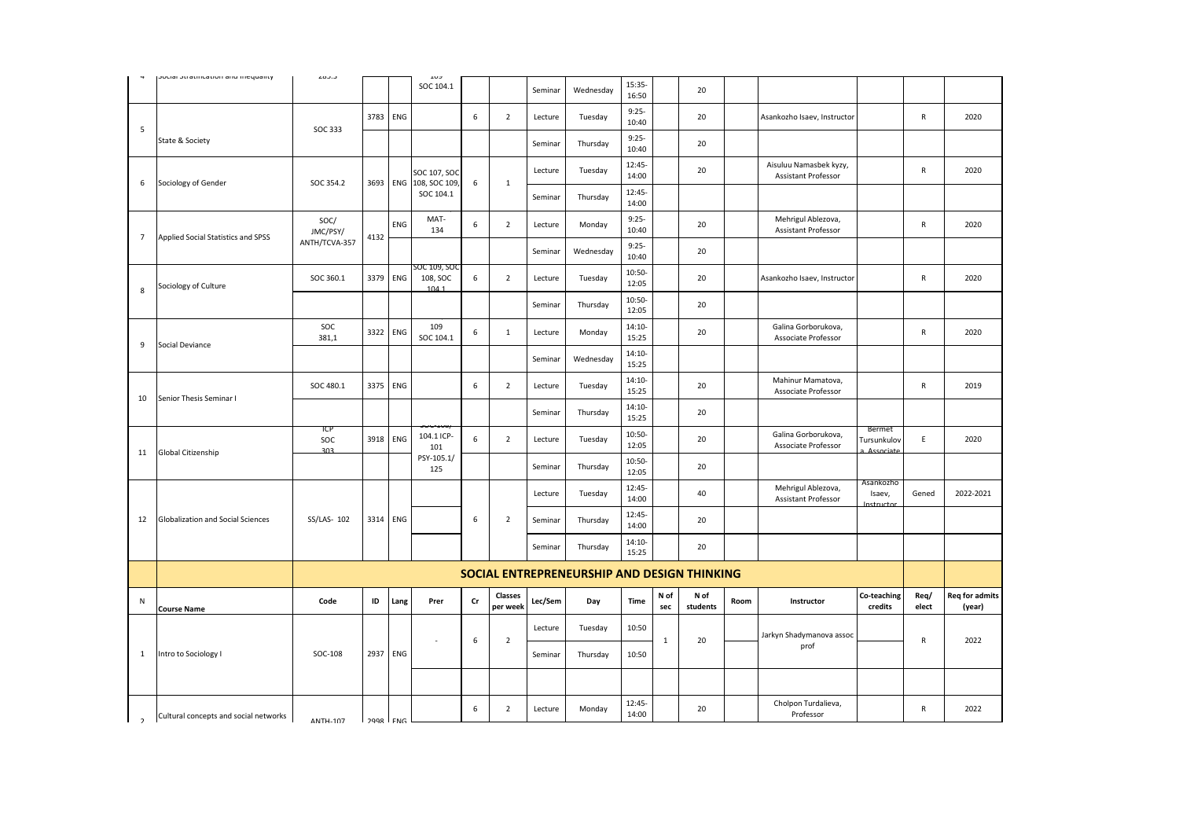| N | Course Name | Code | ID | Lang | Prer | Cr | Classes per week | Lec/Sem | Day | Time | N of sec | N of students | Room | Instructor | Co-teaching credits | Req/elect | Req for admits (year) |
|---|---|---|---|---|---|---|---|---|---|---|---|---|---|---|---|---|---|
| 4 | Social Stratification and Inequality | 285.5 | | | 109 SOC 104.1 | | | Seminar | Wednesday | 15:35-16:50 | | 20 | | | | | |
| 5 | State & Society | SOC 333 | 3783 | ENG | | 6 | 2 | Lecture | Tuesday | 9:25-10:40 | | 20 | | Asankozho Isaev, Instructor | | R | 2020 |
| | | | | | | | | Seminar | Thursday | 9:25-10:40 | | 20 | | | | | |
| 6 | Sociology of Gender | SOC 354.2 | 3693 | ENG | SOC 107, SOC 108, SOC 109, SOC 104.1 | 6 | 1 | Lecture | Tuesday | 12:45-14:00 | | 20 | | Aisuluu Namasbek kyzy, Assistant Professor | | R | 2020 |
| | | | | | | | | Seminar | Thursday | 12:45-14:00 | | | | | | | |
| 7 | Applied Social Statistics and SPSS | SOC/ JMC/PSY/ ANTH/TCVA-357 | 4132 | ENG | MAT-134 | 6 | 2 | Lecture | Monday | 9:25-10:40 | | 20 | | Mehrigul Ablezova, Assistant Professor | | R | 2020 |
| | | | | | | | | Seminar | Wednesday | 9:25-10:40 | | 20 | | | | | |
| 8 | Sociology of Culture | SOC 360.1 | 3379 | ENG | SOC 109, SOC 108, SOC 104.1 | 6 | 2 | Lecture | Tuesday | 10:50-12:05 | | 20 | | Asankozho Isaev, Instructor | | R | 2020 |
| | | | | | | | | Seminar | Thursday | 10:50-12:05 | | 20 | | | | | |
| 9 | Social Deviance | SOC 381,1 | 3322 | ENG | 109 SOC 104.1 | 6 | 1 | Lecture | Monday | 14:10-15:25 | | 20 | | Galina Gorborukova, Associate Professor | | R | 2020 |
| | | | | | | | | Seminar | Wednesday | 14:10-15:25 | | | | | | | |
| 10 | Senior Thesis Seminar I | SOC 480.1 | 3375 | ENG | | 6 | 2 | Lecture | Tuesday | 14:10-15:25 | | 20 | | Mahinur Mamatova, Associate Professor | | R | 2019 |
| | | | | | | | | Seminar | Thursday | 14:10-15:25 | | 20 | | | | | |
| 11 | Global Citizenship | ICP SOC 303 | 3918 | ENG | SOC-108/ 104.1 ICP-101 PSY-105.1/ 125 | 6 | 2 | Lecture | Tuesday | 10:50-12:05 | | 20 | | Galina Gorborukova, Associate Professor | Bermet Tursunkulova Associate | E | 2020 |
| | | | | | | | | Seminar | Thursday | 10:50-12:05 | | 20 | | | | | |
| 12 | Globalization and Social Sciences | SS/LAS- 102 | 3314 | ENG | | 6 | 2 | Lecture | Tuesday | 12:45-14:00 | | 40 | | Mehrigul Ablezova, Assistant Professor | Asankozho Isaev, Instructor | Gened | 2022-2021 |
| | | | | | | | | Seminar | Thursday | 12:45-14:00 | | 20 | | | | | |
| | | | | | | | | Seminar | Thursday | 14:10-15:25 | | 20 | | | | | |

## SOCIAL ENTREPRENEURSHIP AND DESIGN THINKING

| N | Course Name | Code | ID | Lang | Prer | Cr | Classes per week | Lec/Sem | Day | Time | N of sec | N of students | Room | Instructor | Co-teaching credits | Req/elect | Req for admits (year) |
|---|---|---|---|---|---|---|---|---|---|---|---|---|---|---|---|---|---|
| 1 | Intro to Sociology I | SOC-108 | 2937 | ENG | - | 6 | 2 | Lecture | Tuesday | 10:50 | 1 | 20 | | Jarkyn Shadymanova assoc prof | | R | 2022 |
| | | | | | | | | Seminar | Thursday | 10:50 | | | | | | | |
| | | | | | | | | | | | | | | | | | |
| 2 | Cultural concepts and social networks | ANTH-107 | 2998 | ENG | | 6 | 2 | Lecture | Monday | 12:45-14:00 | | 20 | | Cholpon Turdalieva, Professor | | R | 2022 |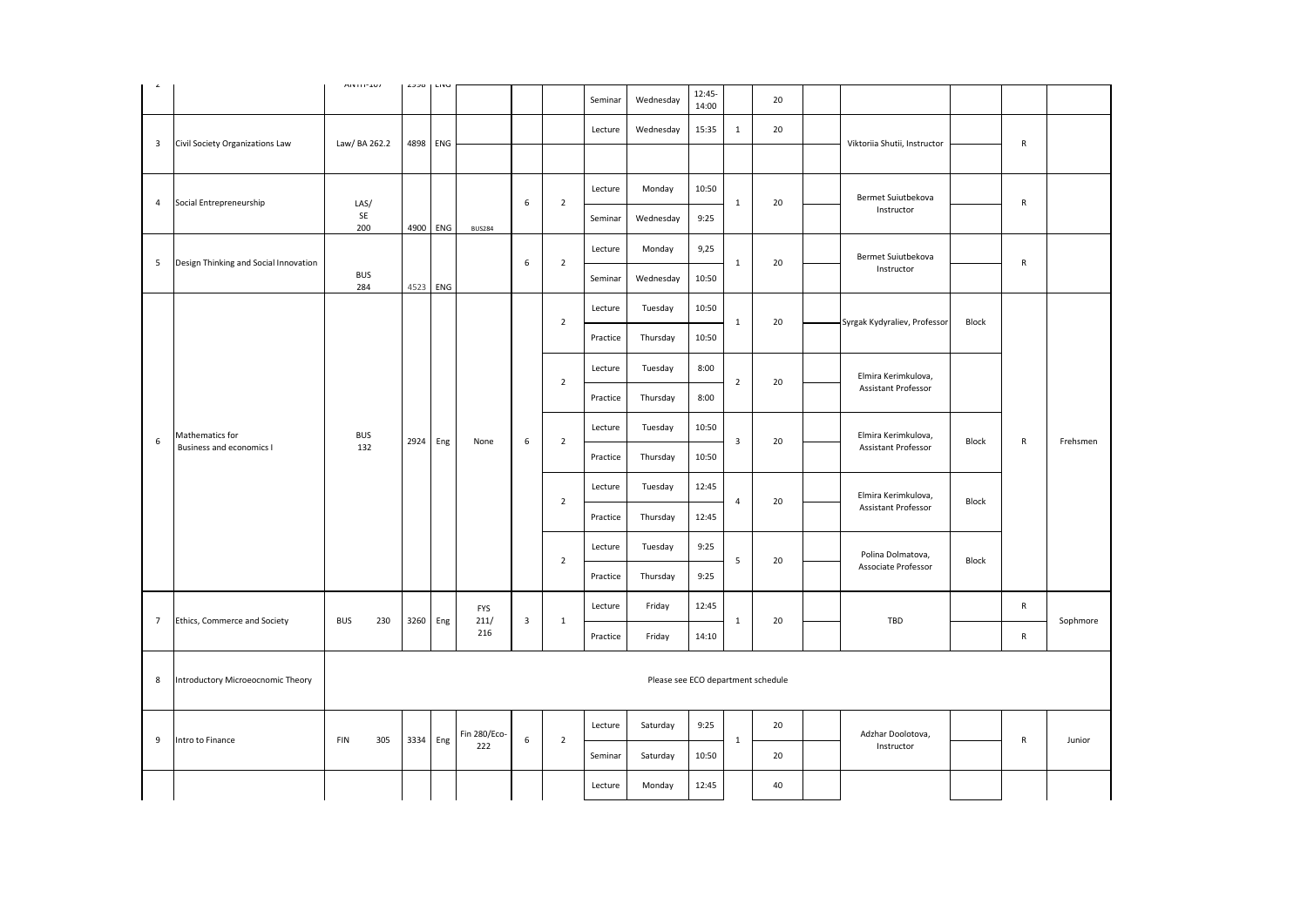| | | | | | | | | | | | | | | | | | |
|---|---|---|---|---|---|---|---|---|---|---|---|---|---|---|---|---|---|
| 2 | | ANTH-107 | 2958 | ENG | | | | Seminar | Wednesday | 12:45-14:00 | | 20 | | | | | |
| 3 | Civil Society Organizations Law | Law/ BA 262.2 | 4898 | ENG | | | | Lecture | Wednesday | 15:35 | 1 | 20 | | Viktoriia Shutii, Instructor | | R | |
| 4 | Social Entrepreneurship | LAS/ SE 200 | 4900 | ENG | BUS284 | 6 | 2 | Lecture | Monday | 10:50 | 1 | 20 | | Bermet Suiutbekova Instructor | | R | |
| | | | | | | | | Seminar | Wednesday | 9:25 | | | | | | | |
| 5 | Design Thinking and Social Innovation | BUS 284 | 4523 | ENG | | 6 | 2 | Lecture | Monday | 9,25 | 1 | 20 | | Bermet Suiutbekova Instructor | | R | |
| | | | | | | | | Seminar | Wednesday | 10:50 | | | | | | | |
| 6 | Mathematics for Business and economics I | BUS 132 | 2924 | Eng | None | 6 | 2 | Lecture | Tuesday | 10:50 | 1 | 20 | | Syrgak Kydyraliev, Professor | Block | R | Frehsmen |
| | | | | | | | | Practice | Thursday | 10:50 | | | | | | | |
| | | | | | | | 2 | Lecture | Tuesday | 8:00 | 2 | 20 | | Elmira Kerimkulova, Assistant Professor | | | |
| | | | | | | | | Practice | Thursday | 8:00 | | | | | | | |
| | | | | | | | 2 | Lecture | Tuesday | 10:50 | 3 | 20 | | Elmira Kerimkulova, Assistant Professor | Block | | |
| | | | | | | | | Practice | Thursday | 10:50 | | | | | | | |
| | | | | | | | 2 | Lecture | Tuesday | 12:45 | 4 | 20 | | Elmira Kerimkulova, Assistant Professor | Block | | |
| | | | | | | | | Practice | Thursday | 12:45 | | | | | | | |
| | | | | | | | 2 | Lecture | Tuesday | 9:25 | 5 | 20 | | Polina Dolmatova, Associate Professor | Block | | |
| | | | | | | | | Practice | Thursday | 9:25 | | | | | | | |
| 7 | Ethics, Commerce and Society | BUS 230 | 3260 | Eng | FYS 211/ 216 | 3 | 1 | Lecture | Friday | 12:45 | 1 | 20 | | TBD | | R | Sophmore |
| | | | | | | | | Practice | Friday | 14:10 | | | | | | R | |
| 8 | Introductory Microeocnomic Theory | Please see ECO department schedule | | | | | | | | | | | | | | | |
| 9 | Intro to Finance | FIN 305 | 3334 | Eng | Fin 280/Eco-222 | 6 | 2 | Lecture | Saturday | 9:25 | 1 | 20 | | Adzhar Doolotova, Instructor | | R | Junior |
| | | | | | | | | Seminar | Saturday | 10:50 | | 20 | | | | | |
| | | | | | | | | Lecture | Monday | 12:45 | | 40 | | | | | |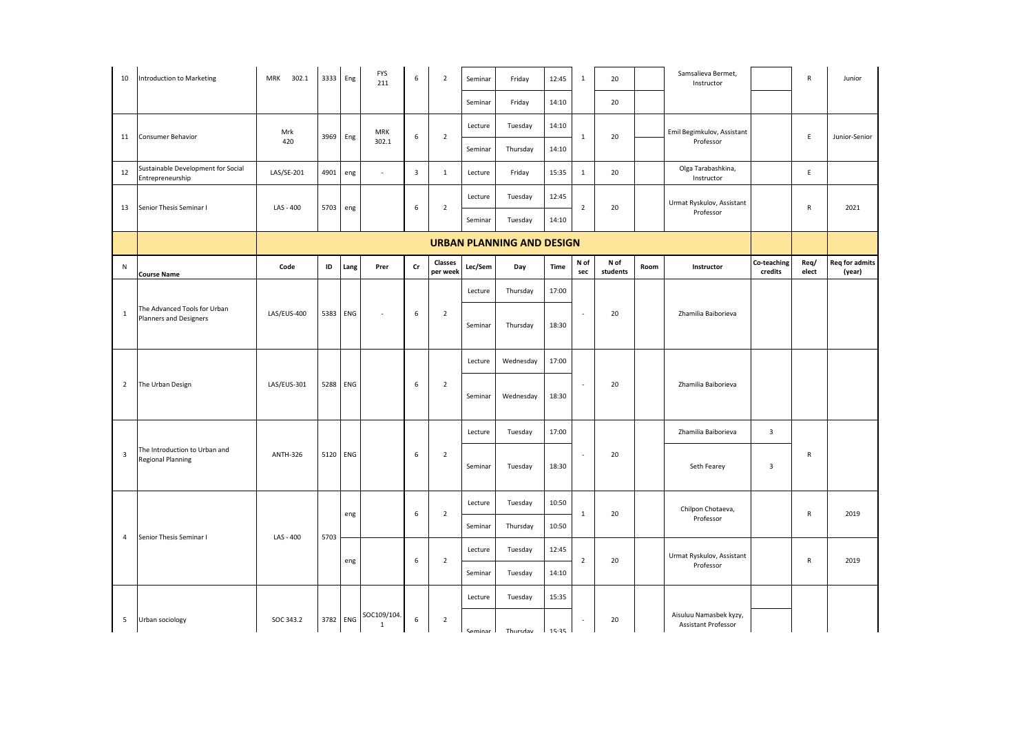| 10 | Introduction to Marketing | MRK 302.1 | 3333 | Eng | FYS 211 | 6 | 2 | Seminar | Friday | 12:45 | 1 | 20 | | Samsalieva Bermet, Instructor | | R | Junior |
|---|---|---|---|---|---|---|---|---|---|---|---|---|---|---|---|---|---|
| | | | | | | | | Seminar | Friday | 14:10 | | 20 | | | | | |
| 11 | Consumer Behavior | Mrk 420 | 3969 | Eng | MRK 302.1 | 6 | 2 | Lecture | Tuesday | 14:10 | 1 | 20 | | Emil Begimkulov, Assistant Professor | | E | Junior-Senior |
| | | | | | | | | Seminar | Thursday | 14:10 | | | | | | | |
| 12 | Sustainable Development for Social Entrepreneurship | LAS/SE-201 | 4901 | eng | - | 3 | 1 | Lecture | Friday | 15:35 | 1 | 20 | | Olga Tarabashkina, Instructor | | E | |
| 13 | Senior Thesis Seminar I | LAS - 400 | 5703 | eng | | 6 | 2 | Lecture | Tuesday | 12:45 | 2 | 20 | | Urmat Ryskulov, Assistant Professor | | R | 2021 |
| | | | | | | | | Seminar | Tuesday | 14:10 | | | | | | | |

## URBAN PLANNING AND DESIGN

| N | Course Name | Code | ID | Lang | Prer | Cr | Classes per week | Lec/Sem | Day | Time | N of sec | N of students | Room | Instructor | Co-teaching credits | Req/ elect | Req for admits (year) |
|---|---|---|---|---|---|---|---|---|---|---|---|---|---|---|---|---|---|
| 1 | The Advanced Tools for Urban Planners and Designers | LAS/EUS-400 | 5383 | ENG | - | 6 | 2 | Lecture | Thursday | 17:00 | - | 20 | | Zhamilia Baiborieva | | | |
| | | | | | | | | Seminar | Thursday | 18:30 | | | | | | | |
| 2 | The Urban Design | LAS/EUS-301 | 5288 | ENG | | 6 | 2 | Lecture | Wednesday | 17:00 | - | 20 | | Zhamilia Baiborieva | | | |
| | | | | | | | | Seminar | Wednesday | 18:30 | | | | | | | |
| 3 | The Introduction to Urban and Regional Planning | ANTH-326 | 5120 | ENG | | 6 | 2 | Lecture | Tuesday | 17:00 | - | 20 | | Zhamilia Baiborieva | 3 | R | |
| | | | | | | | | Seminar | Tuesday | 18:30 | | | | Seth Fearey | 3 | | |
| 4 | Senior Thesis Seminar I | LAS - 400 | 5703 | eng | | 6 | 2 | Lecture | Tuesday | 10:50 | 1 | 20 | | Chilpon Chotaeva, Professor | | R | 2019 |
| | | | | | | | | Seminar | Thursday | 10:50 | | | | | | | |
| | | | | eng | | 6 | 2 | Lecture | Tuesday | 12:45 | 2 | 20 | | Urmat Ryskulov, Assistant Professor | | R | 2019 |
| | | | | | | | | Seminar | Tuesday | 14:10 | | | | | | | |
| 5 | Urban sociology | SOC 343.2 | 3782 | ENG | SOC109/104.1 | 6 | 2 | Lecture | Tuesday | 15:35 | - | 20 | | Aisuluu Namasbek kyzy, Assistant Professor | | | |
| | | | | | | | | Seminar | Thursday | 15:35 | | | | | | | |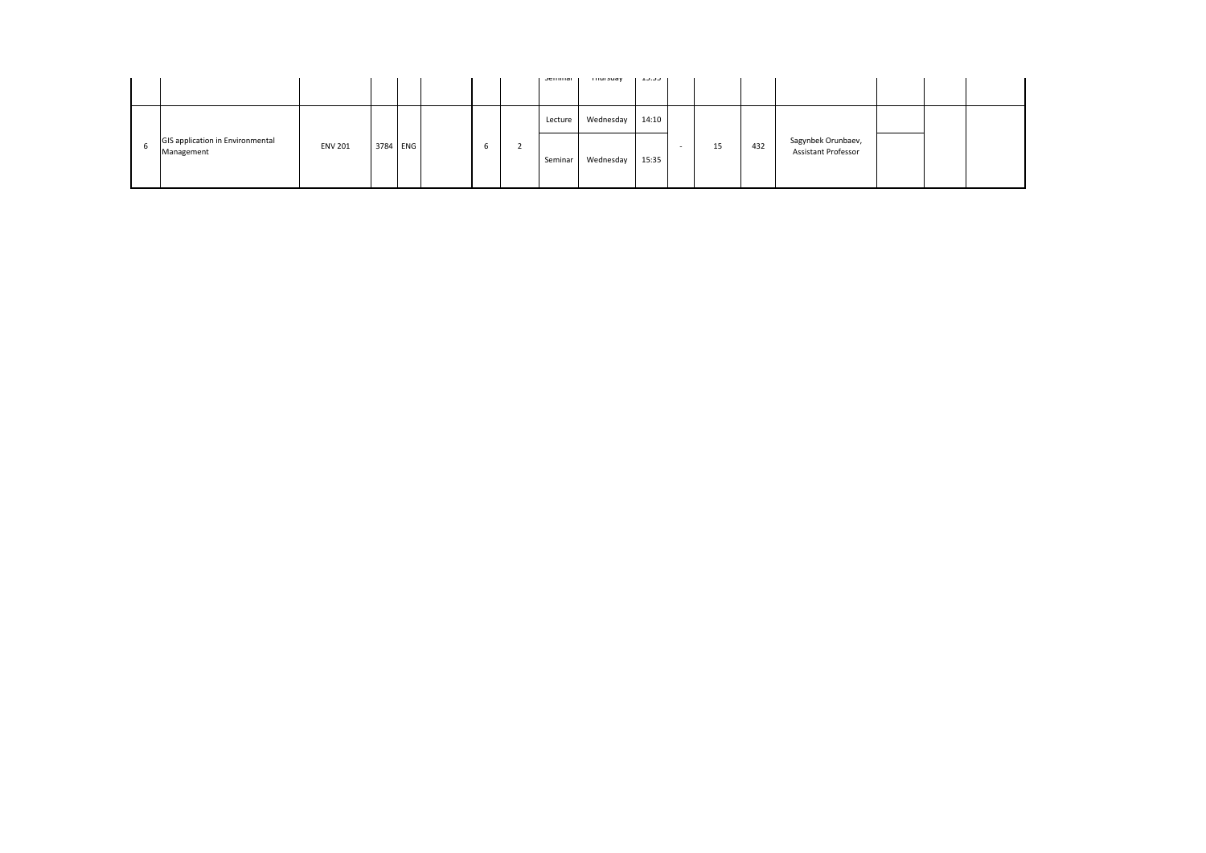| | | | | | | | | | | | | | | | | | |
|---|---|---|---|---|---|---|---|---|---|---|---|---|---|---|---|---|---|
| | | | | | | | | Seminar | Thursday | 15:35 | | | | | | | |
| 6 | GIS application in Environmental Management | ENV 201 | 3784 | ENG | | 6 | 2 | Lecture | Wednesday | 14:10 | - | 15 | 432 | Sagynbek Orunbaev, Assistant Professor | | | |
| | | | | | | | | Seminar | Wednesday | 15:35 | | | | | | | |